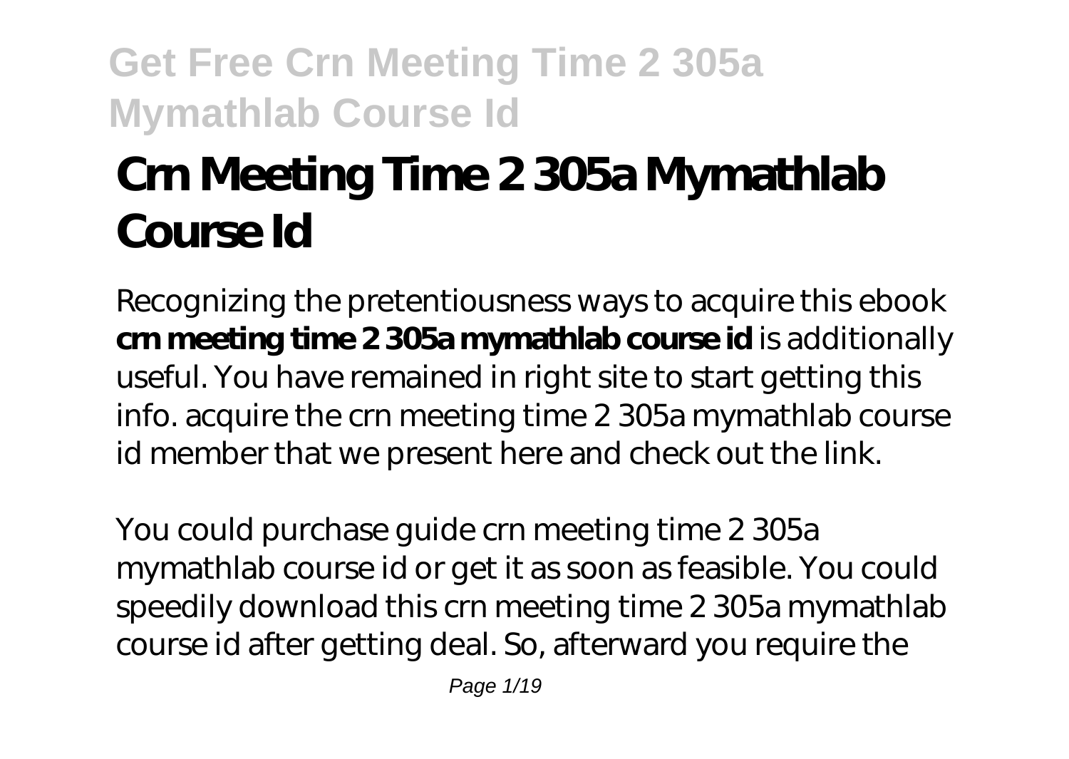# Crn Meeting Time 2 305a Mymathlab Course Id

Recognizing the pretentiousness ways to acquire this ebook **crn meeting time 2 305a mymathlab course id** is additionally useful. You have remained in right site to start getting this info. acquire the crn meeting time 2 305a mymathlab course id member that we present here and check out the link.

You could purchase guide crn meeting time 2 305a mymathlab course id or get it as soon as feasible. You could speedily download this crn meeting time 2 305a mymathlab course id after getting deal. So, afterward you require the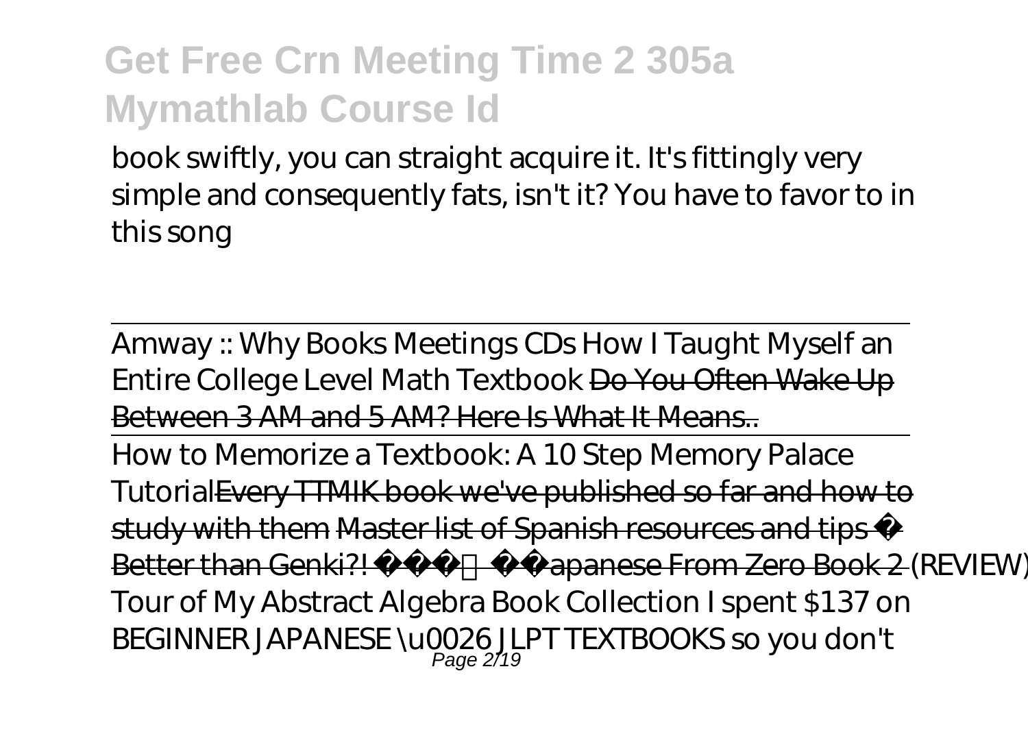# Get Free Crn Meeting Time 2 305a Mymathlab Course Id

book swiftly, you can straight acquire it. It's fittingly very simple and consequently fats, isn't it? You have to favor to in this song

---

Amway :: Why Books Meetings CDs *How I Taught Myself an Entire College Level Math Textbook* ~~Do You Often Wake Up Between 3 AM and 5 AM? Here Is What It Means..~~

---

How to Memorize a Textbook: A 10 Step Memory Palace Tutorial~~Every TTMIK book we've published so far and how to study with them~~ ~~Master list of Spanish resources and tips~~ ~~Better than Genki?! Japanese From Zero Book 2~~ *(REVIEW) Tour of My Abstract Algebra Book Collection I spent $137 on BEGINNER JAPANESE \u0026 JLPT TEXTBOOKS so you don't*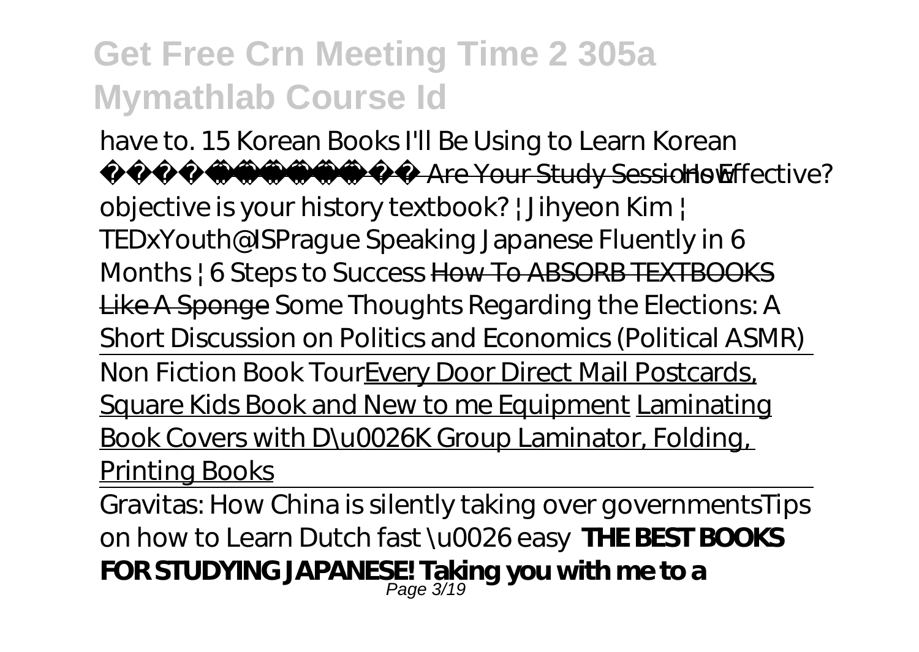# Get Free Crn Meeting Time 2 305a Mymathlab Course Id

*have to. 15 Korean Books I'll Be Using to Learn Korean* ~~Are Your Study Sessions Effective?~~ *How objective is your history textbook? | Jihyeon Kim | TEDxYouth@ISPrague Speaking Japanese Fluently in 6 Months | 6 Steps to Success* ~~How To ABSORB TEXTBOOKS Like A Sponge~~ *Some Thoughts Regarding the Elections: A Short Discussion on Politics and Economics (Political ASMR)*

Non Fiction Book Tour Every Door Direct Mail Postcards, Square Kids Book and New to me Equipment Laminating Book Covers with D\u0026K Group Laminator, Folding, Printing Books

Gravitas: How China is silently taking over governments *Tips on how to Learn Dutch fast \u0026 easy* **THE BEST BOOKS FOR STUDYING JAPANESE! Taking you with me to a**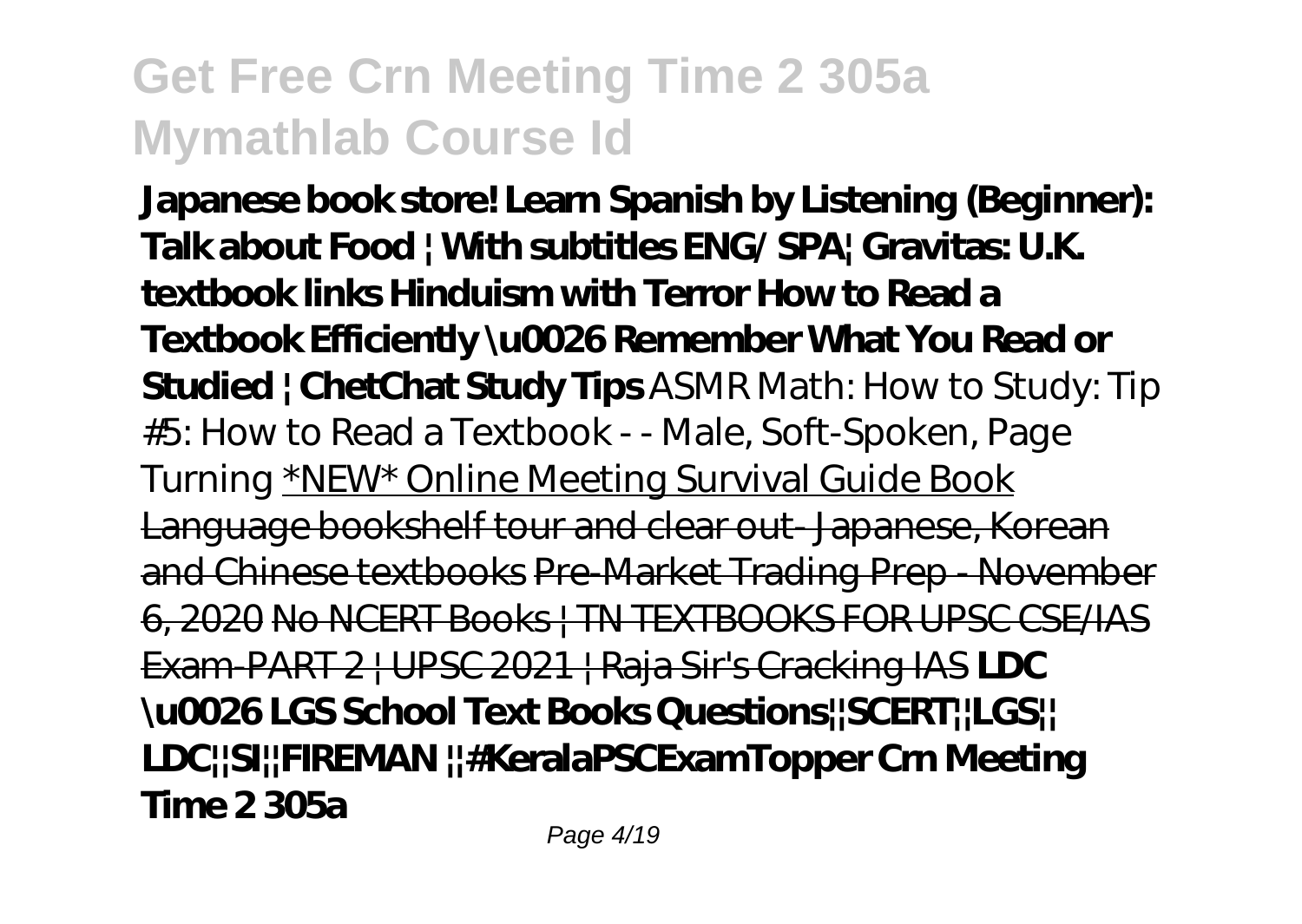**Japanese book store! Learn Spanish by Listening (Beginner): Talk about Food | With subtitles ENG/ SPA| Gravitas: U.K. textbook links Hinduism with Terror How to Read a Textbook Efficiently \u0026 Remember What You Read or Studied | ChetChat Study Tips** ASMR Math: How to Study: Tip #5: How to Read a Textbook - - Male, Soft-Spoken, Page Turning *NEW* Online Meeting Survival Guide Book Language bookshelf tour and clear out- Japanese, Korean and Chinese textbooks Pre-Market Trading Prep - November 6, 2020 No NCERT Books | TN TEXTBOOKS FOR UPSC CSE/IAS Exam-PART 2 | UPSC 2021 | Raja Sir's Cracking IAS **LDC \u0026 LGS School Text Books Questions||SCERT||LGS|| LDC||SI||FIREMAN ||#KeralaPSCExamTopper Crn Meeting Time 2 305a**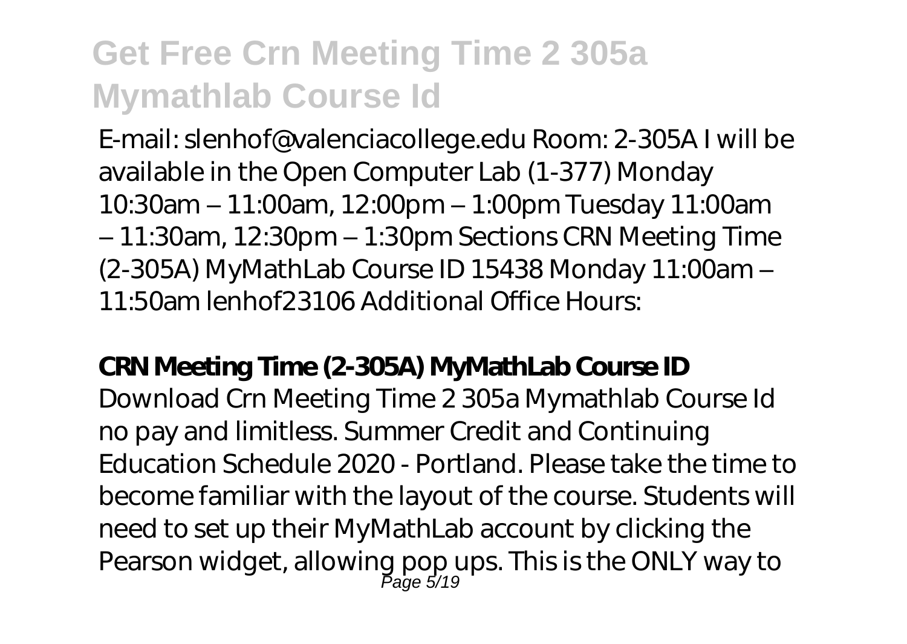E-mail: slenhof@valenciacollege.edu Room: 2-305A I will be available in the Open Computer Lab (1-377) Monday 10:30am – 11:00am, 12:00pm – 1:00pm Tuesday 11:00am – 11:30am, 12:30pm – 1:30pm Sections CRN Meeting Time (2-305A) MyMathLab Course ID 15438 Monday 11:00am – 11:50am lenhof23106 Additional Office Hours:

**CRN Meeting Time (2-305A) MyMathLab Course ID**

Download Crn Meeting Time 2 305a Mymathlab Course Id no pay and limitless. Summer Credit and Continuing Education Schedule 2020 - Portland. Please take the time to become familiar with the layout of the course. Students will need to set up their MyMathLab account by clicking the Pearson widget, allowing pop ups. This is the ONLY way to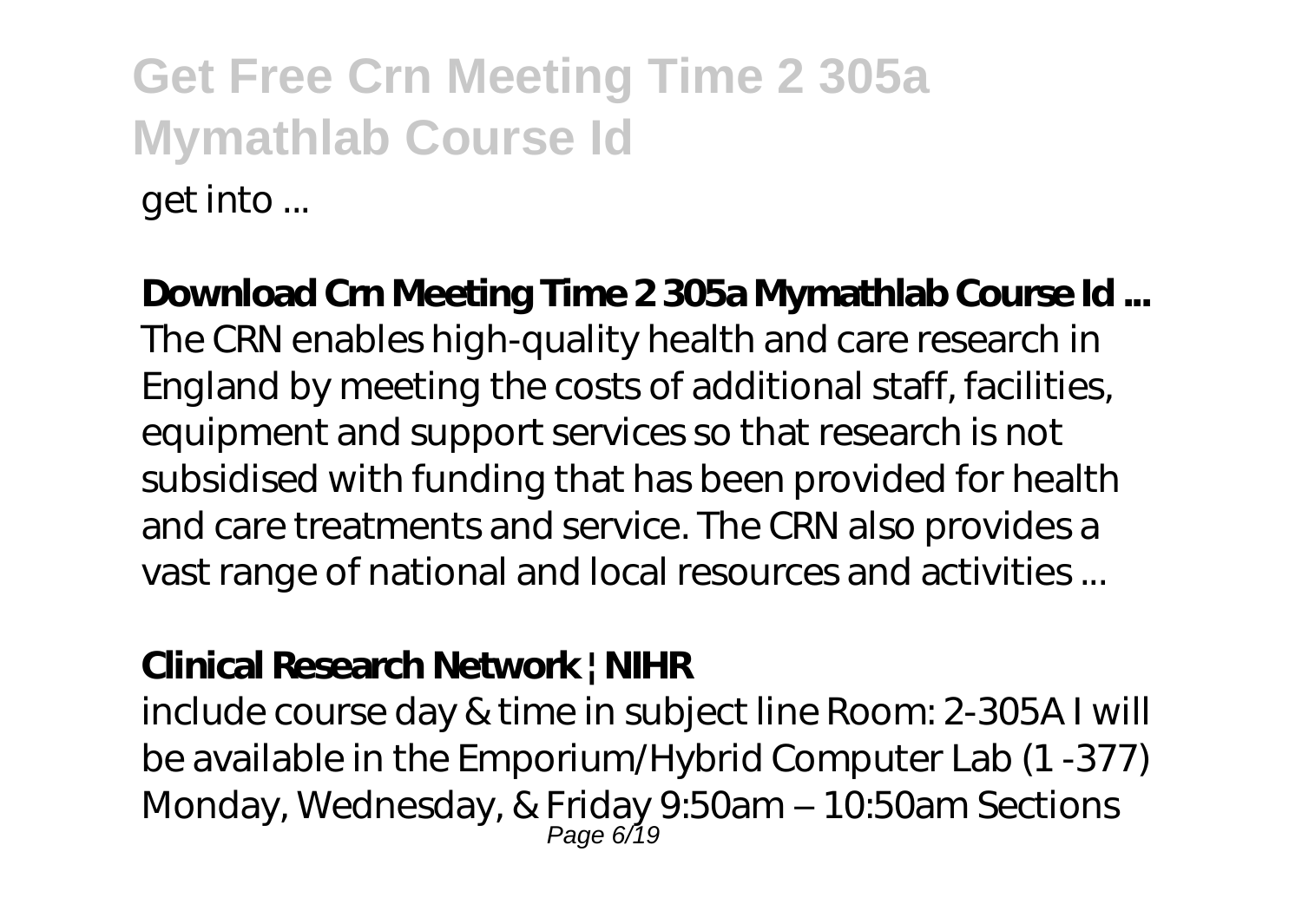get into ...

**Download Crn Meeting Time 2 305a Mymathlab Course Id ...**

The CRN enables high-quality health and care research in England by meeting the costs of additional staff, facilities, equipment and support services so that research is not subsidised with funding that has been provided for health and care treatments and service. The CRN also provides a vast range of national and local resources and activities ...

**Clinical Research Network | NIHR**

include course day & time in subject line Room: 2-305A I will be available in the Emporium/Hybrid Computer Lab (1 -377) Monday, Wednesday, & Friday 9:50am – 10:50am Sections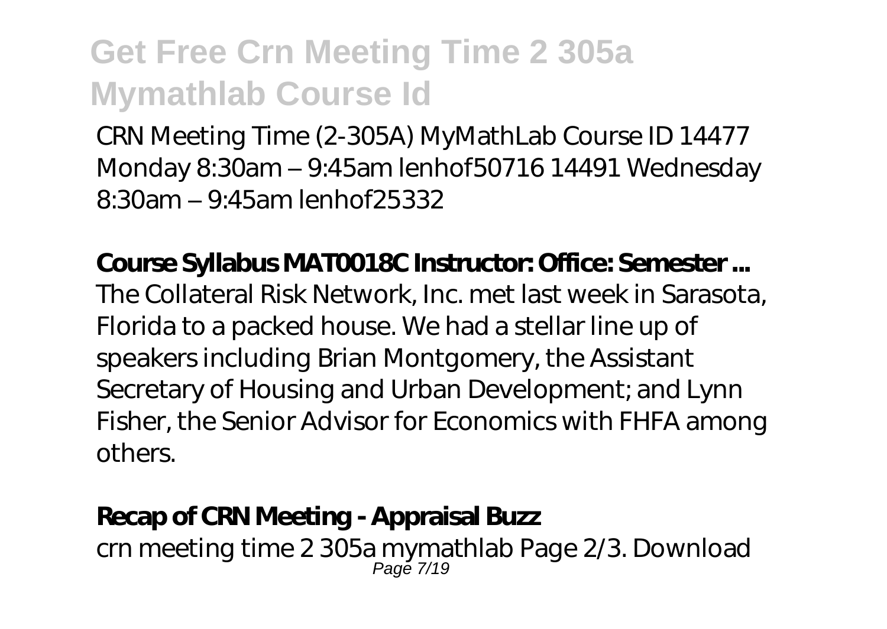CRN Meeting Time (2-305A) MyMathLab Course ID 14477 Monday 8:30am – 9:45am lenhof50716 14491 Wednesday 8:30am – 9:45am lenhof25332

**Course Syllabus MAT0018C Instructor: Office: Semester ...**

The Collateral Risk Network, Inc. met last week in Sarasota, Florida to a packed house. We had a stellar line up of speakers including Brian Montgomery, the Assistant Secretary of Housing and Urban Development; and Lynn Fisher, the Senior Advisor for Economics with FHFA among others.

**Recap of CRN Meeting - Appraisal Buzz**

crn meeting time 2 305a mymathlab Page 2/3. Download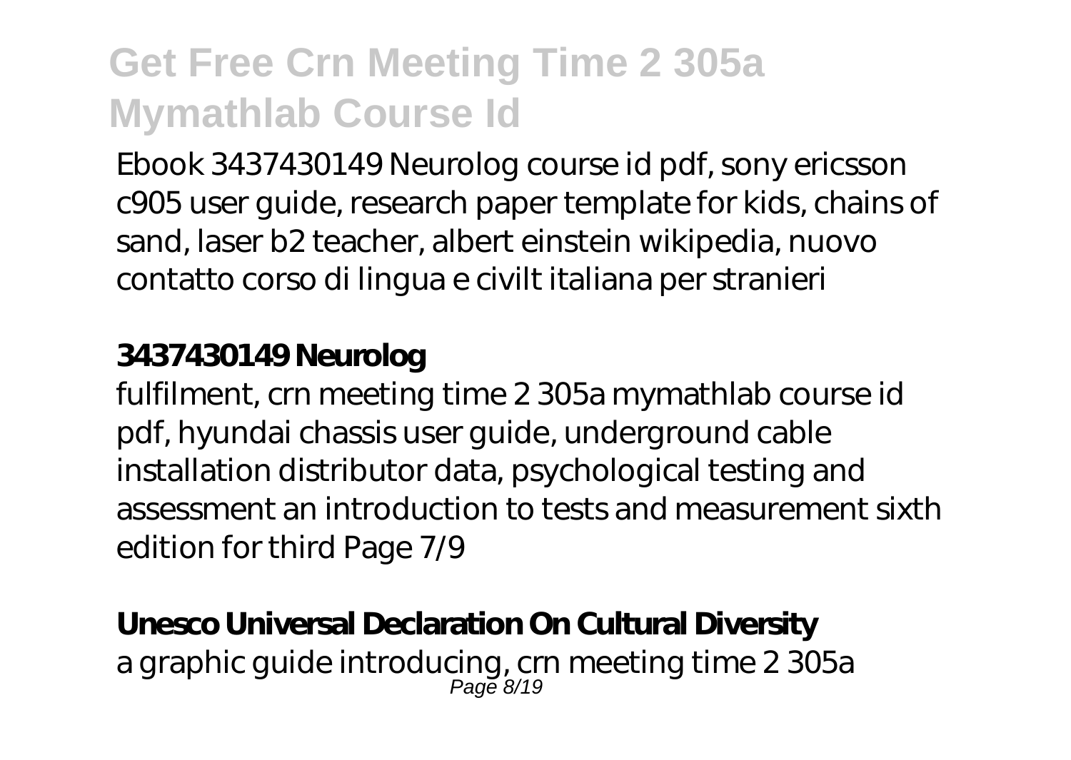Ebook 3437430149 Neurolog course id pdf, sony ericsson c905 user guide, research paper template for kids, chains of sand, laser b2 teacher, albert einstein wikipedia, nuovo contatto corso di lingua e civilt italiana per stranieri

### 3437430149 Neurolog

fulfilment, crn meeting time 2 305a mymathlab course id pdf, hyundai chassis user guide, underground cable installation distributor data, psychological testing and assessment an introduction to tests and measurement sixth edition for third Page 7/9

### Unesco Universal Declaration On Cultural Diversity

a graphic guide introducing, crn meeting time 2 305a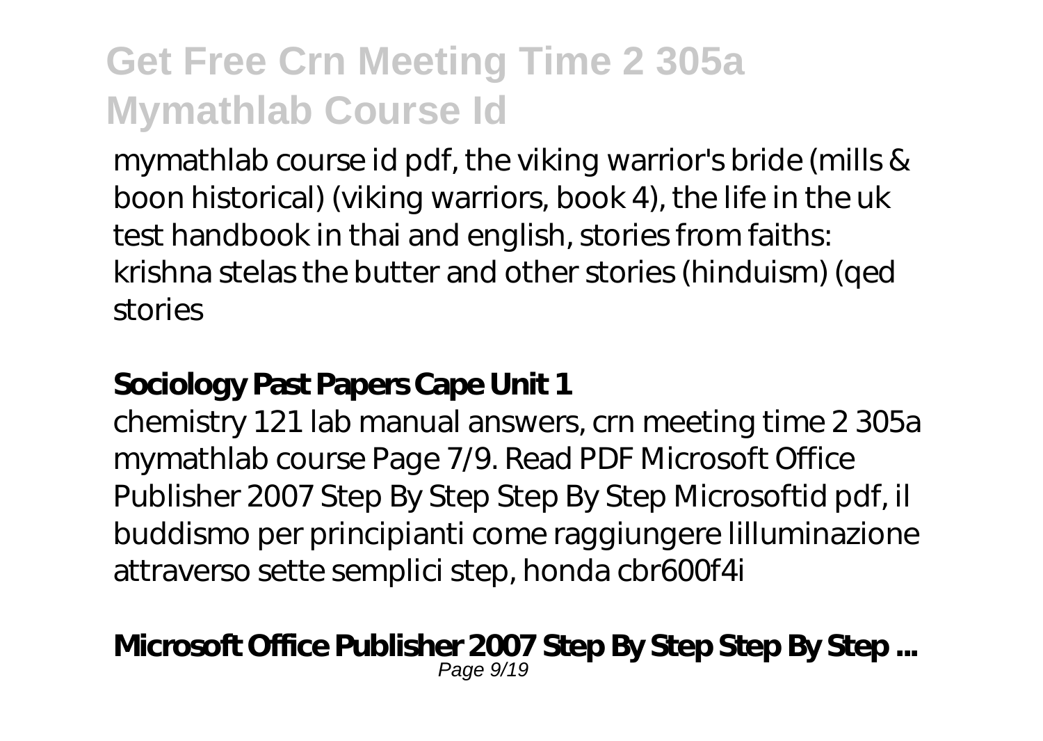mymathlab course id pdf, the viking warrior's bride (mills & boon historical) (viking warriors, book 4), the life in the uk test handbook in thai and english, stories from faiths: krishna stelas the butter and other stories (hinduism) (qed stories

## Sociology Past Papers Cape Unit 1

chemistry 121 lab manual answers, crn meeting time 2 305a mymathlab course Page 7/9. Read PDF Microsoft Office Publisher 2007 Step By Step Step By Step Microsoftid pdf, il buddismo per principianti come raggiungere lilluminazione attraverso sette semplici step, honda cbr600f4i

## Microsoft Office Publisher 2007 Step By Step Step By Step ...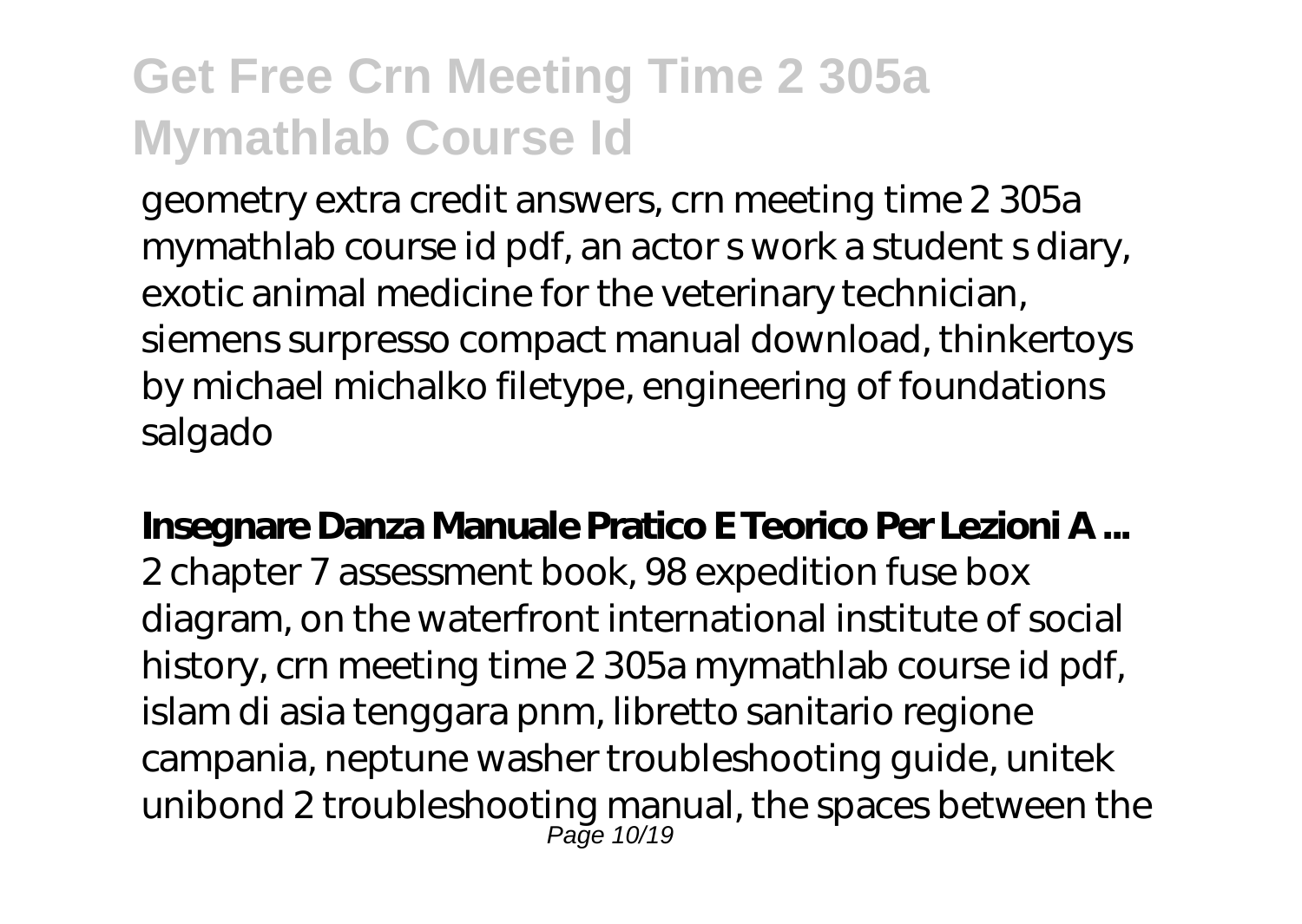geometry extra credit answers, crn meeting time 2 305a mymathlab course id pdf, an actor s work a student s diary, exotic animal medicine for the veterinary technician, siemens surpresso compact manual download, thinkertoys by michael michalko filetype, engineering of foundations salgado

**Insegnare Danza Manuale Pratico E Teorico Per Lezioni A ...**

2 chapter 7 assessment book, 98 expedition fuse box diagram, on the waterfront international institute of social history, crn meeting time 2 305a mymathlab course id pdf, islam di asia tenggara pnm, libretto sanitario regione campania, neptune washer troubleshooting guide, unitek unibond 2 troubleshooting manual, the spaces between the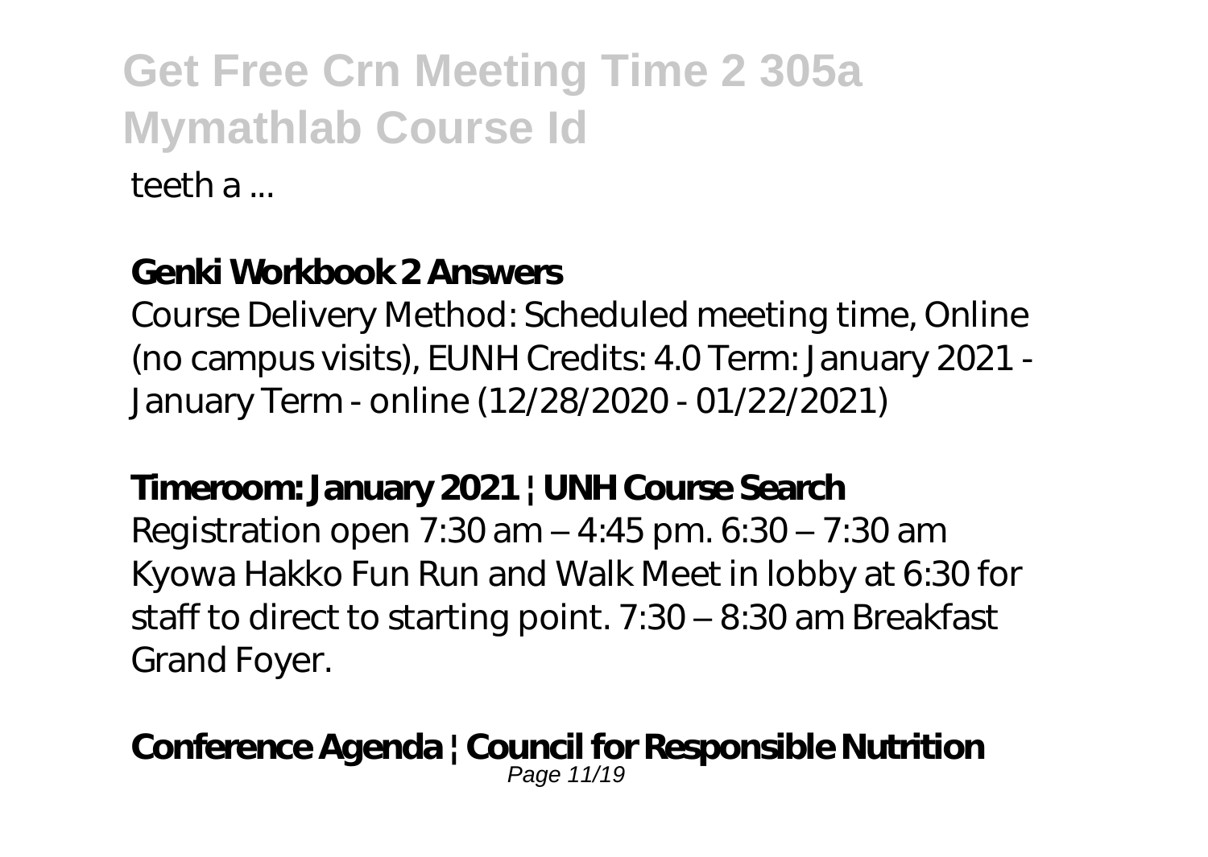teeth a ...

**Genki Workbook 2 Answers**

Course Delivery Method: Scheduled meeting time, Online (no campus visits), EUNH Credits: 4.0 Term: January 2021 - January Term - online (12/28/2020 - 01/22/2021)

**Timeroom: January 2021 | UNH Course Search**

Registration open 7:30 am – 4:45 pm. 6:30 – 7:30 am Kyowa Hakko Fun Run and Walk Meet in lobby at 6:30 for staff to direct to starting point. 7:30 – 8:30 am Breakfast Grand Foyer.

**Conference Agenda | Council for Responsible Nutrition**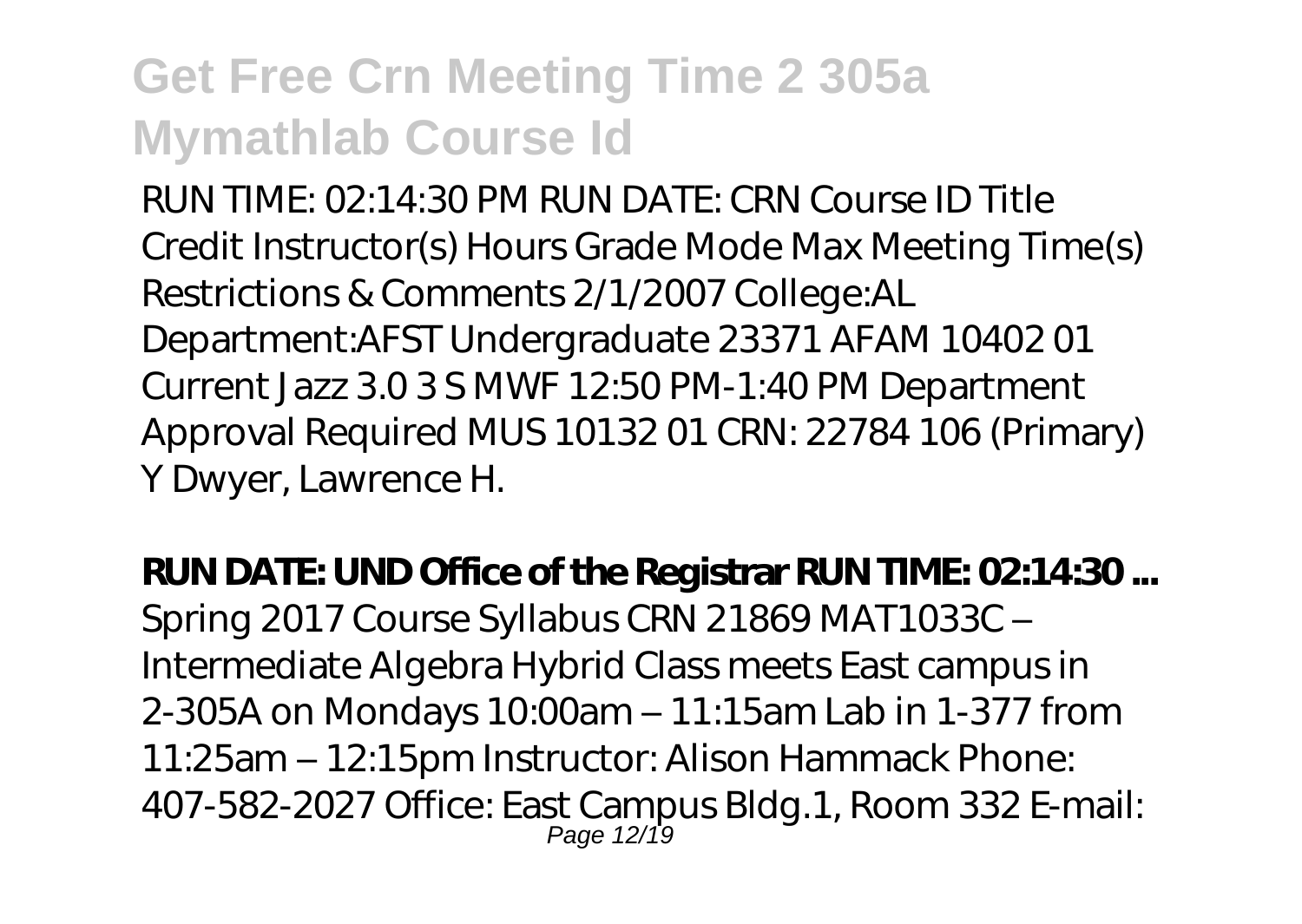RUN TIME: 02:14:30 PM RUN DATE: CRN Course ID Title Credit Instructor(s) Hours Grade Mode Max Meeting Time(s) Restrictions & Comments 2/1/2007 College:AL Department:AFST Undergraduate 23371 AFAM 10402 01 Current Jazz 3.0 3 S MWF 12:50 PM-1:40 PM Department Approval Required MUS 10132 01 CRN: 22784 106 (Primary) Y Dwyer, Lawrence H.

**RUN DATE: UND Office of the Registrar RUN TIME: 02:14:30 ...**

Spring 2017 Course Syllabus CRN 21869 MAT1033C – Intermediate Algebra Hybrid Class meets East campus in 2-305A on Mondays 10:00am – 11:15am Lab in 1-377 from 11:25am – 12:15pm Instructor: Alison Hammack Phone: 407-582-2027 Office: East Campus Bldg.1, Room 332 E-mail: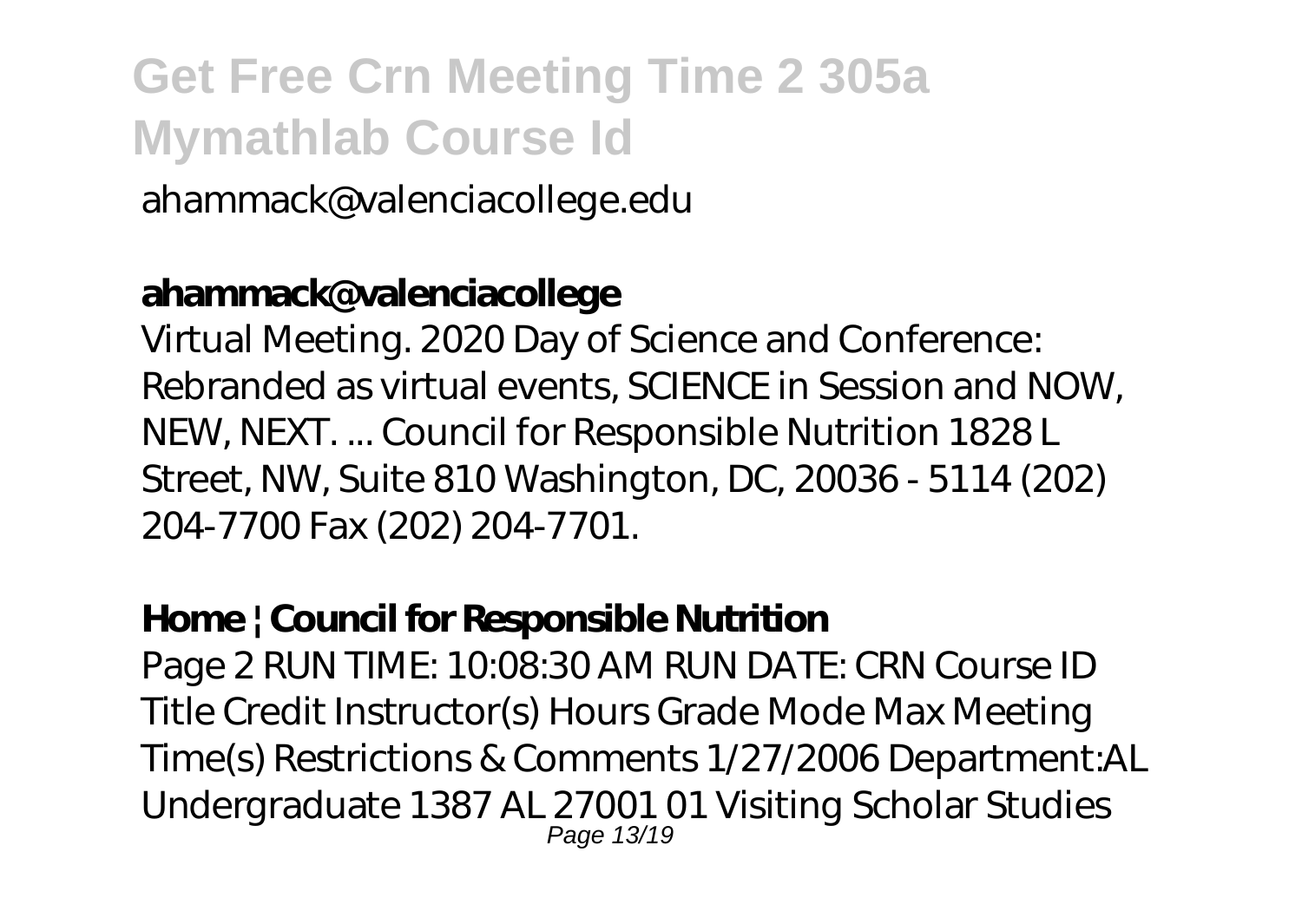ahammack@valenciacollege.edu

### **ahammack@valenciacollege**

Virtual Meeting. 2020 Day of Science and Conference: Rebranded as virtual events, SCIENCE in Session and NOW, NEW, NEXT. ... Council for Responsible Nutrition 1828 L Street, NW, Suite 810 Washington, DC, 20036 - 5114 (202) 204-7700 Fax (202) 204-7701.

### **Home | Council for Responsible Nutrition**

Page 2 RUN TIME: 10:08:30 AM RUN DATE: CRN Course ID Title Credit Instructor(s) Hours Grade Mode Max Meeting Time(s) Restrictions & Comments 1/27/2006 Department:AL Undergraduate 1387 AL 27001 01 Visiting Scholar Studies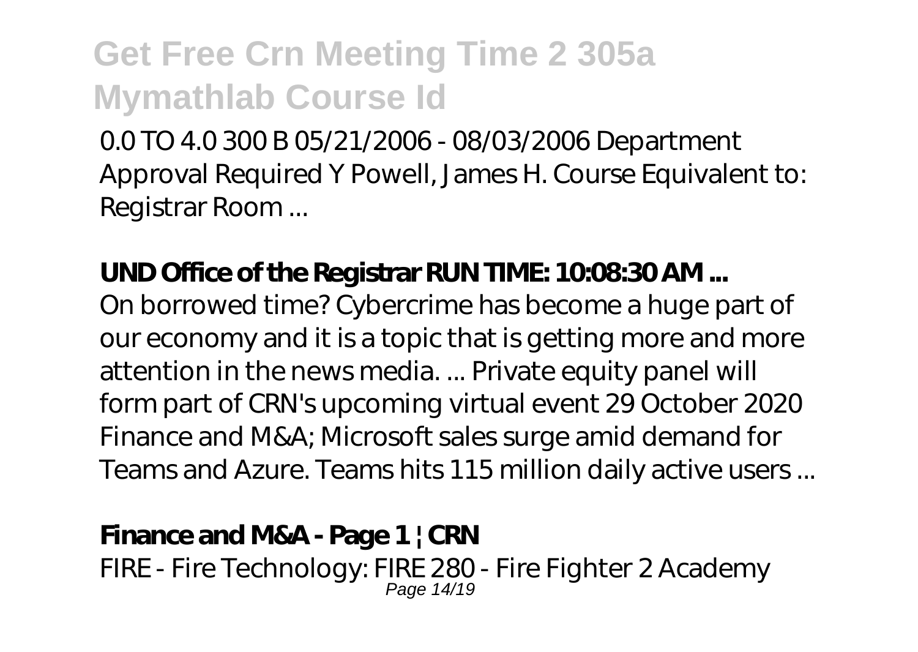0.0 TO 4.0 300 B 05/21/2006 - 08/03/2006 Department Approval Required Y Powell, James H. Course Equivalent to: Registrar Room ...

**UND Office of the Registrar RUN TIME: 10:08:30 AM ...**

On borrowed time? Cybercrime has become a huge part of our economy and it is a topic that is getting more and more attention in the news media. ... Private equity panel will form part of CRN's upcoming virtual event 29 October 2020 Finance and M&A; Microsoft sales surge amid demand for Teams and Azure. Teams hits 115 million daily active users ...

**Finance and M&A - Page 1 | CRN**

FIRE - Fire Technology: FIRE 280 - Fire Fighter 2 Academy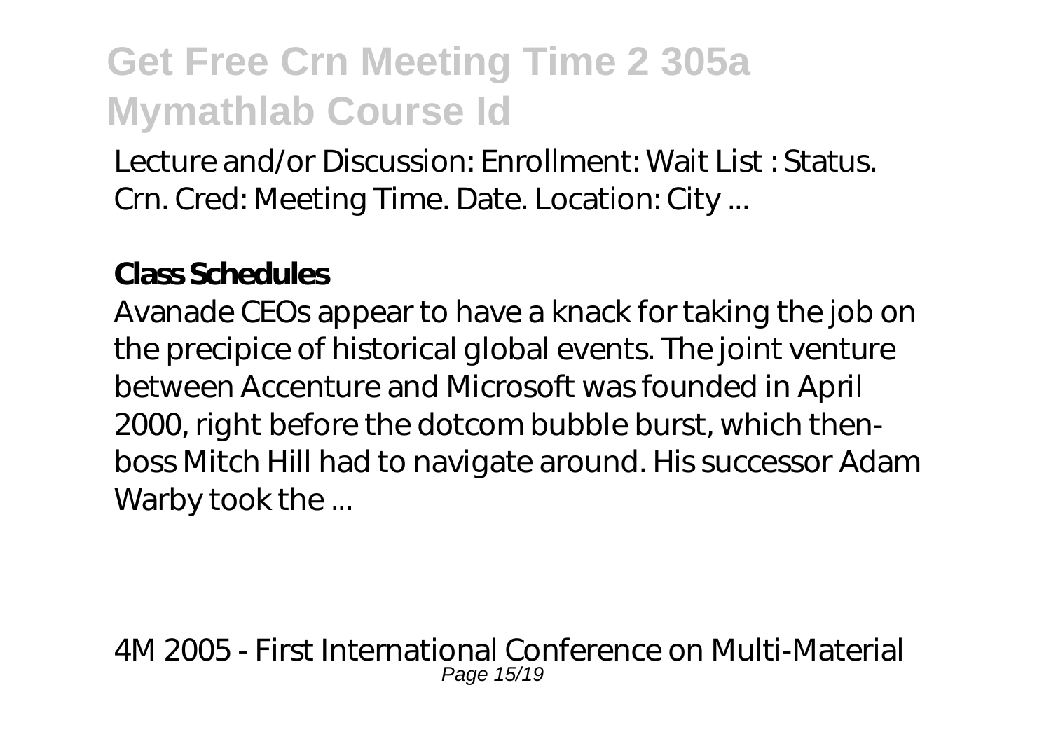Lecture and/or Discussion: Enrollment: Wait List : Status. Crn. Cred: Meeting Time. Date. Location: City ...

**Class Schedules**

Avanade CEOs appear to have a knack for taking the job on the precipice of historical global events. The joint venture between Accenture and Microsoft was founded in April 2000, right before the dotcom bubble burst, which then-boss Mitch Hill had to navigate around. His successor Adam Warby took the ...

4M 2005 - First International Conference on Multi-Material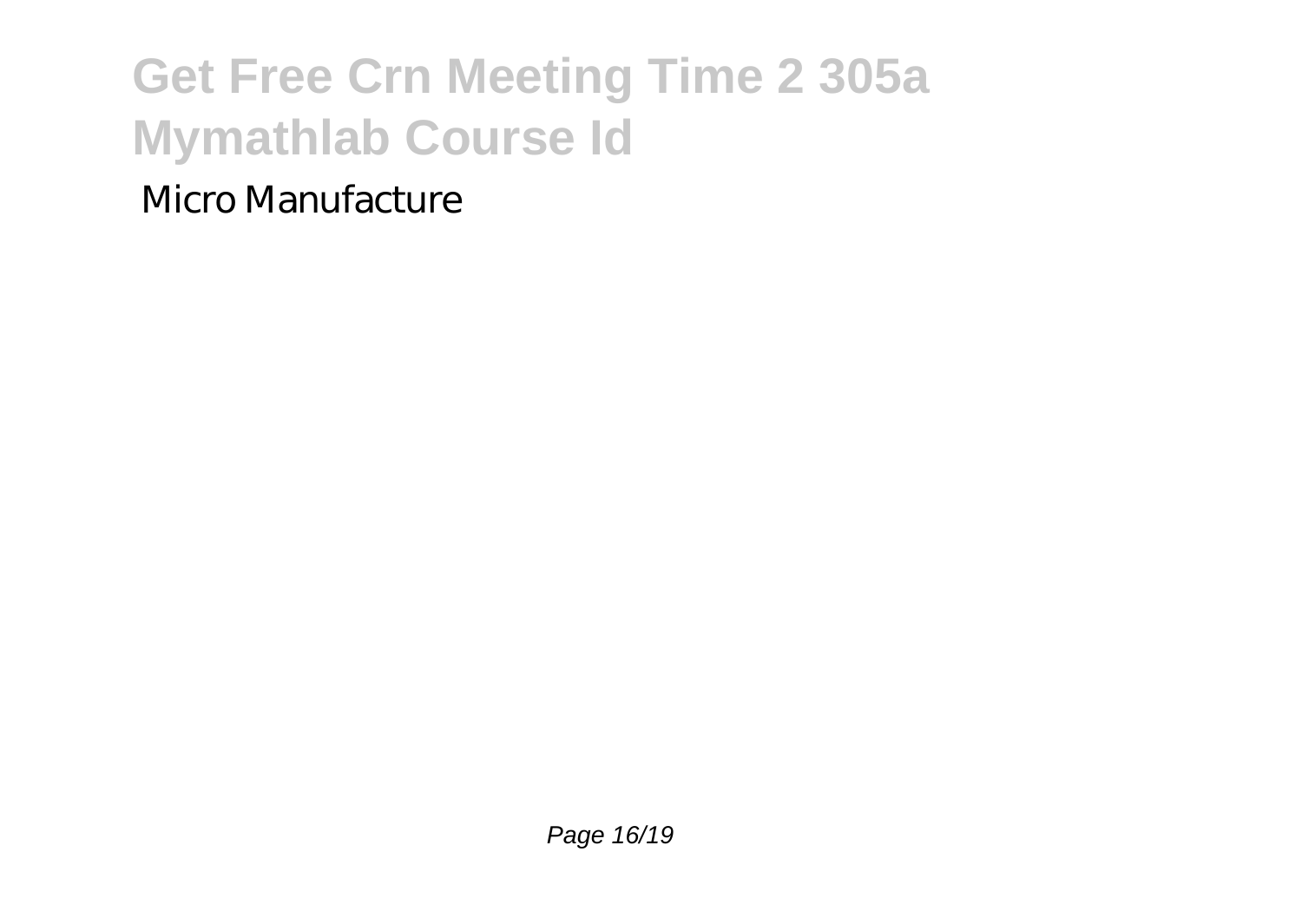Micro Manufacture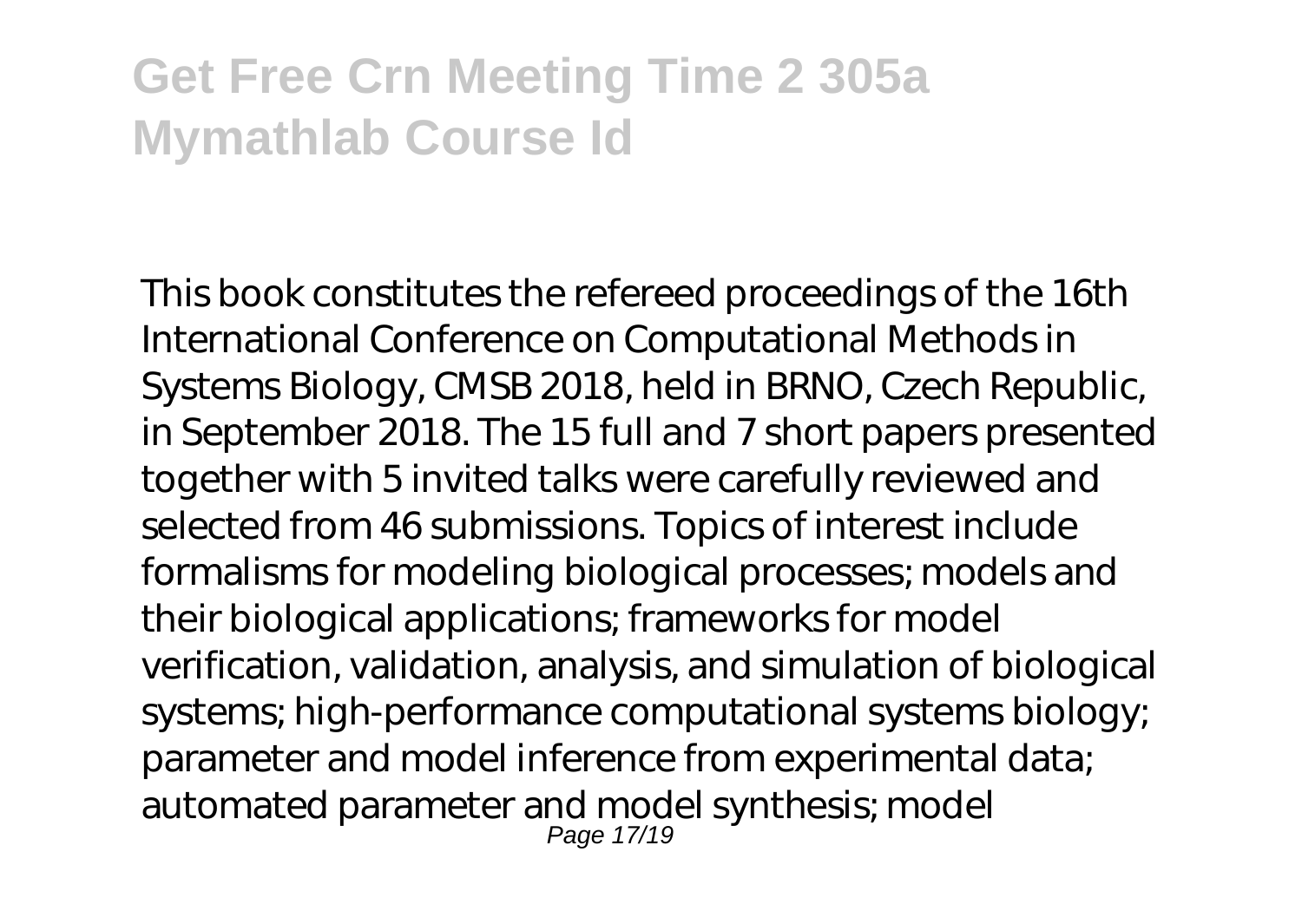This book constitutes the refereed proceedings of the 16th International Conference on Computational Methods in Systems Biology, CMSB 2018, held in BRNO, Czech Republic, in September 2018. The 15 full and 7 short papers presented together with 5 invited talks were carefully reviewed and selected from 46 submissions. Topics of interest include formalisms for modeling biological processes; models and their biological applications; frameworks for model verification, validation, analysis, and simulation of biological systems; high-performance computational systems biology; parameter and model inference from experimental data; automated parameter and model synthesis; model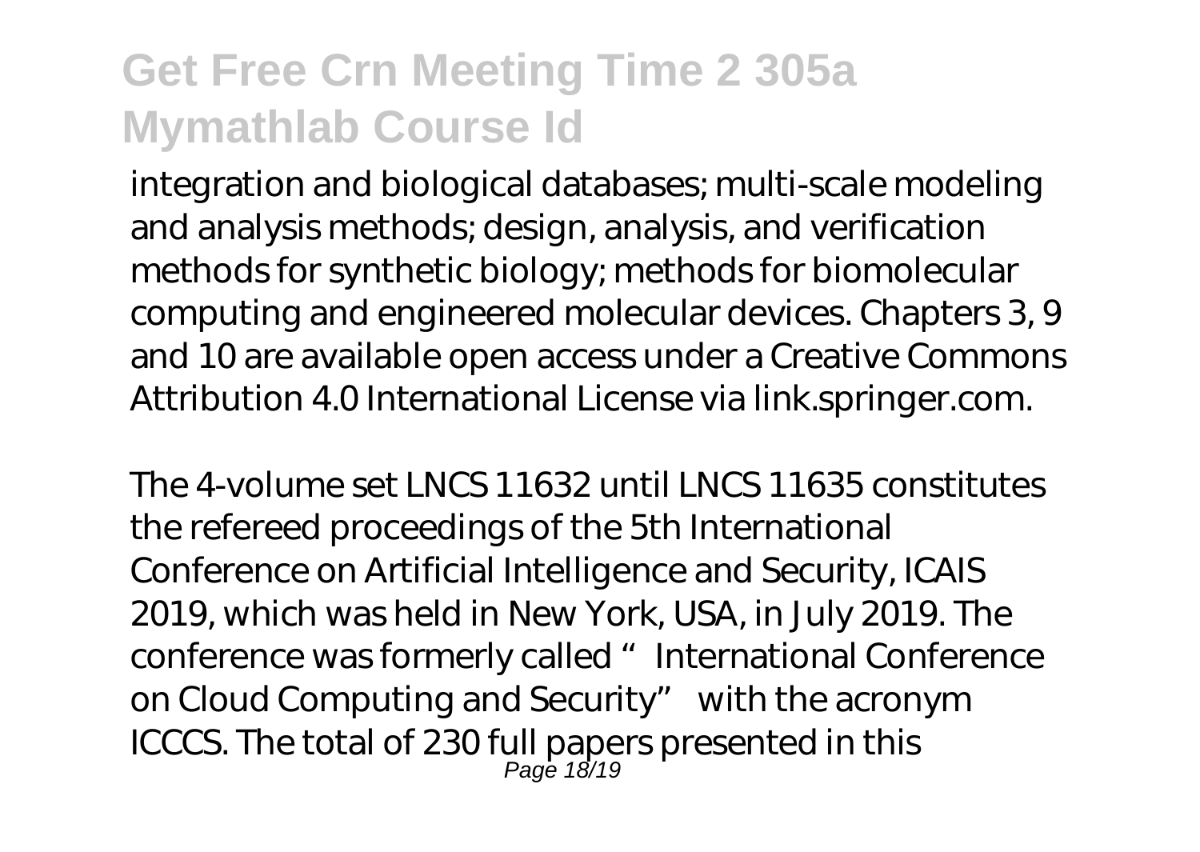integration and biological databases; multi-scale modeling and analysis methods; design, analysis, and verification methods for synthetic biology; methods for biomolecular computing and engineered molecular devices. Chapters 3, 9 and 10 are available open access under a Creative Commons Attribution 4.0 International License via link.springer.com.

The 4-volume set LNCS 11632 until LNCS 11635 constitutes the refereed proceedings of the 5th International Conference on Artificial Intelligence and Security, ICAIS 2019, which was held in New York, USA, in July 2019. The conference was formerly called "International Conference on Cloud Computing and Security" with the acronym ICCCS. The total of 230 full papers presented in this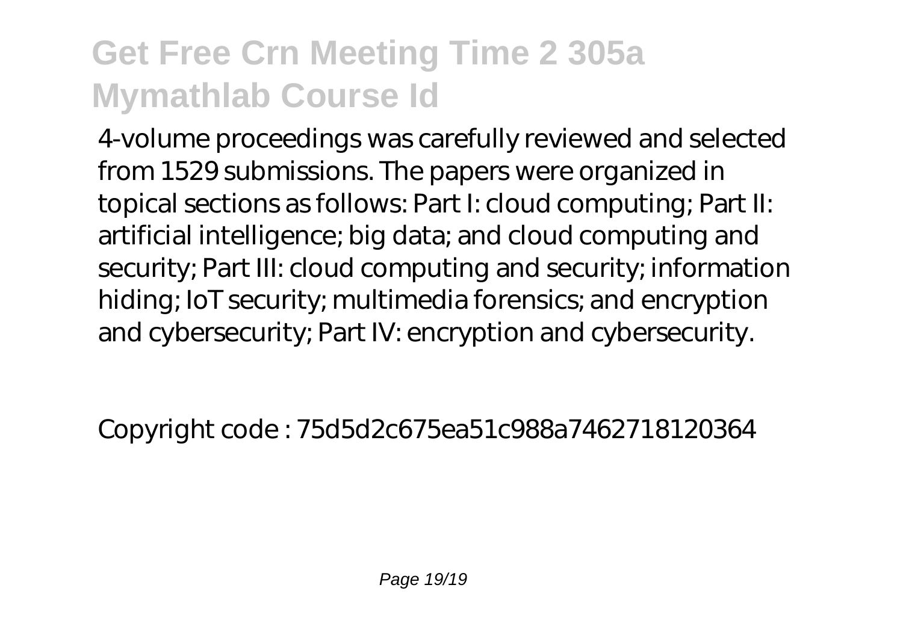4-volume proceedings was carefully reviewed and selected from 1529 submissions. The papers were organized in topical sections as follows: Part I: cloud computing; Part II: artificial intelligence; big data; and cloud computing and security; Part III: cloud computing and security; information hiding; IoT security; multimedia forensics; and encryption and cybersecurity; Part IV: encryption and cybersecurity.

Copyright code : 75d5d2c675ea51c988a7462718120364